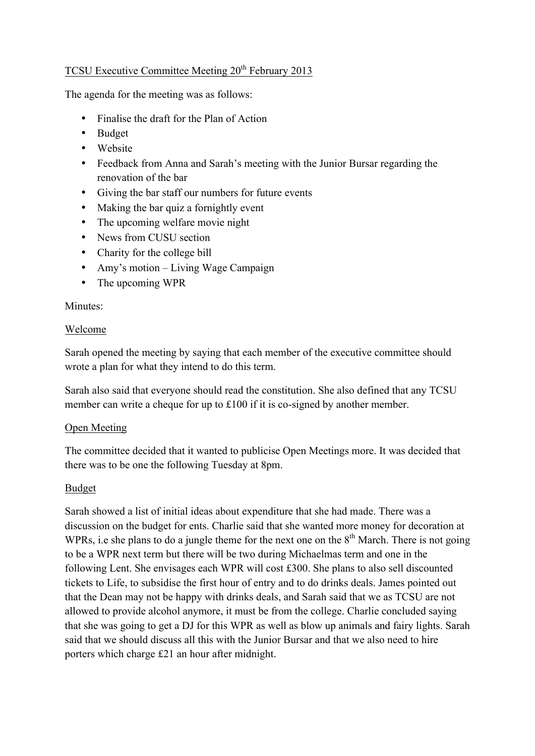TCSU Executive Committee Meeting 20th February 2013

The agenda for the meeting was as follows:

- Finalise the draft for the Plan of Action
- Budget
- Website
- Feedback from Anna and Sarah's meeting with the Junior Bursar regarding the renovation of the bar
- Giving the bar staff our numbers for future events
- Making the bar quiz a fornightly event
- The upcoming welfare movie night
- News from CUSU section
- Charity for the college bill
- Amy's motion – Living Wage Campaign
- The upcoming WPR

Minutes:

Welcome

Sarah opened the meeting by saying that each member of the executive committee should wrote a plan for what they intend to do this term.

Sarah also said that everyone should read the constitution. She also defined that any TCSU member can write a cheque for up to £100 if it is co-signed by another member.

Open Meeting

The committee decided that it wanted to publicise Open Meetings more. It was decided that there was to be one the following Tuesday at 8pm.

Budget

Sarah showed a list of initial ideas about expenditure that she had made. There was a discussion on the budget for ents. Charlie said that she wanted more money for decoration at WPRs, i.e she plans to do a jungle theme for the next one on the 8th March. There is not going to be a WPR next term but there will be two during Michaelmas term and one in the following Lent. She envisages each WPR will cost £300. She plans to also sell discounted tickets to Life, to subsidise the first hour of entry and to do drinks deals. James pointed out that the Dean may not be happy with drinks deals, and Sarah said that we as TCSU are not allowed to provide alcohol anymore, it must be from the college. Charlie concluded saying that she was going to get a DJ for this WPR as well as blow up animals and fairy lights. Sarah said that we should discuss all this with the Junior Bursar and that we also need to hire porters which charge £21 an hour after midnight.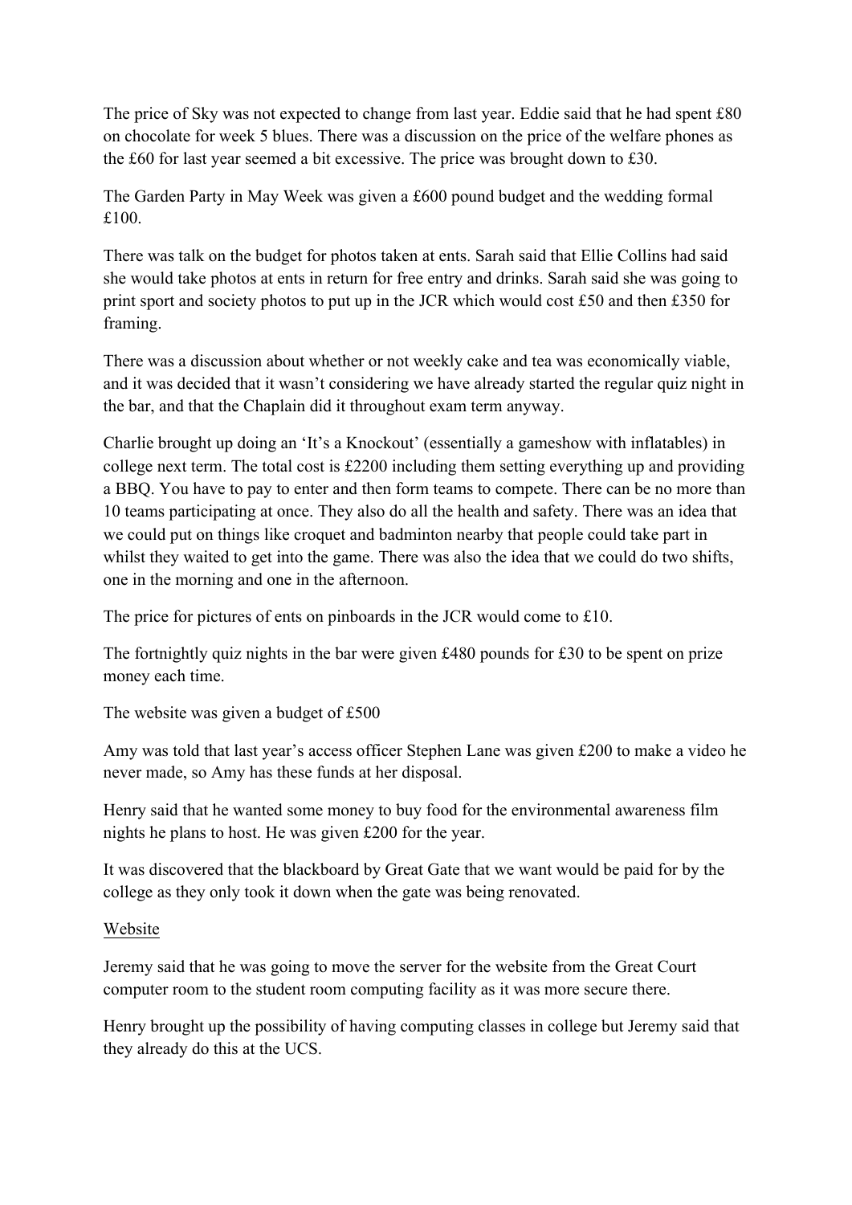The price of Sky was not expected to change from last year. Eddie said that he had spent £80 on chocolate for week 5 blues. There was a discussion on the price of the welfare phones as the £60 for last year seemed a bit excessive. The price was brought down to £30.

The Garden Party in May Week was given a £600 pound budget and the wedding formal £100.

There was talk on the budget for photos taken at ents. Sarah said that Ellie Collins had said she would take photos at ents in return for free entry and drinks. Sarah said she was going to print sport and society photos to put up in the JCR which would cost £50 and then £350 for framing.

There was a discussion about whether or not weekly cake and tea was economically viable, and it was decided that it wasn't considering we have already started the regular quiz night in the bar, and that the Chaplain did it throughout exam term anyway.

Charlie brought up doing an 'It's a Knockout' (essentially a gameshow with inflatables) in college next term. The total cost is £2200 including them setting everything up and providing a BBQ. You have to pay to enter and then form teams to compete. There can be no more than 10 teams participating at once. They also do all the health and safety. There was an idea that we could put on things like croquet and badminton nearby that people could take part in whilst they waited to get into the game. There was also the idea that we could do two shifts, one in the morning and one in the afternoon.

The price for pictures of ents on pinboards in the JCR would come to £10.

The fortnightly quiz nights in the bar were given £480 pounds for £30 to be spent on prize money each time.

The website was given a budget of £500

Amy was told that last year's access officer Stephen Lane was given £200 to make a video he never made, so Amy has these funds at her disposal.

Henry said that he wanted some money to buy food for the environmental awareness film nights he plans to host. He was given £200 for the year.

It was discovered that the blackboard by Great Gate that we want would be paid for by the college as they only took it down when the gate was being renovated.

<u>Website</u>

Jeremy said that he was going to move the server for the website from the Great Court computer room to the student room computing facility as it was more secure there.

Henry brought up the possibility of having computing classes in college but Jeremy said that they already do this at the UCS.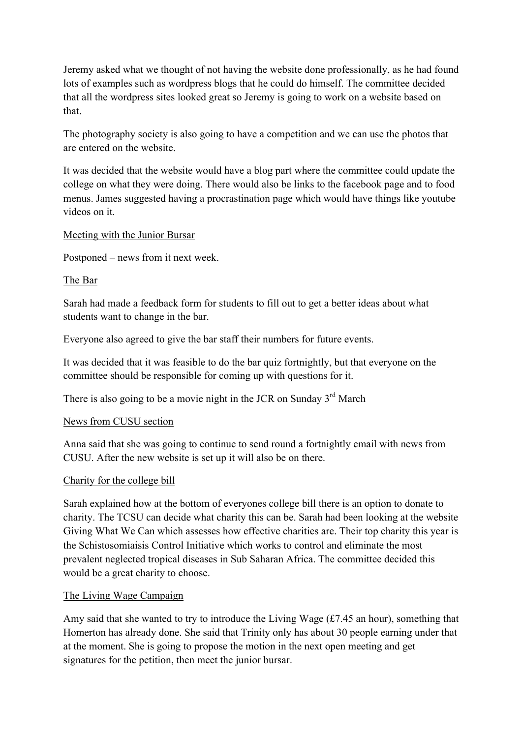Jeremy asked what we thought of not having the website done professionally, as he had found lots of examples such as wordpress blogs that he could do himself. The committee decided that all the wordpress sites looked great so Jeremy is going to work on a website based on that.

The photography society is also going to have a competition and we can use the photos that are entered on the website.

It was decided that the website would have a blog part where the committee could update the college on what they were doing. There would also be links to the facebook page and to food menus. James suggested having a procrastination page which would have things like youtube videos on it.

<u>Meeting with the Junior Bursar</u>

Postponed – news from it next week.

<u>The Bar</u>

Sarah had made a feedback form for students to fill out to get a better ideas about what students want to change in the bar.

Everyone also agreed to give the bar staff their numbers for future events.

It was decided that it was feasible to do the bar quiz fortnightly, but that everyone on the committee should be responsible for coming up with questions for it.

There is also going to be a movie night in the JCR on Sunday 3rd March

<u>News from CUSU section</u>

Anna said that she was going to continue to send round a fortnightly email with news from CUSU. After the new website is set up it will also be on there.

<u>Charity for the college bill</u>

Sarah explained how at the bottom of everyones college bill there is an option to donate to charity. The TCSU can decide what charity this can be. Sarah had been looking at the website Giving What We Can which assesses how effective charities are. Their top charity this year is the Schistosomiaisis Control Initiative which works to control and eliminate the most prevalent neglected tropical diseases in Sub Saharan Africa. The committee decided this would be a great charity to choose.

<u>The Living Wage Campaign</u>

Amy said that she wanted to try to introduce the Living Wage (£7.45 an hour), something that Homerton has already done. She said that Trinity only has about 30 people earning under that at the moment. She is going to propose the motion in the next open meeting and get signatures for the petition, then meet the junior bursar.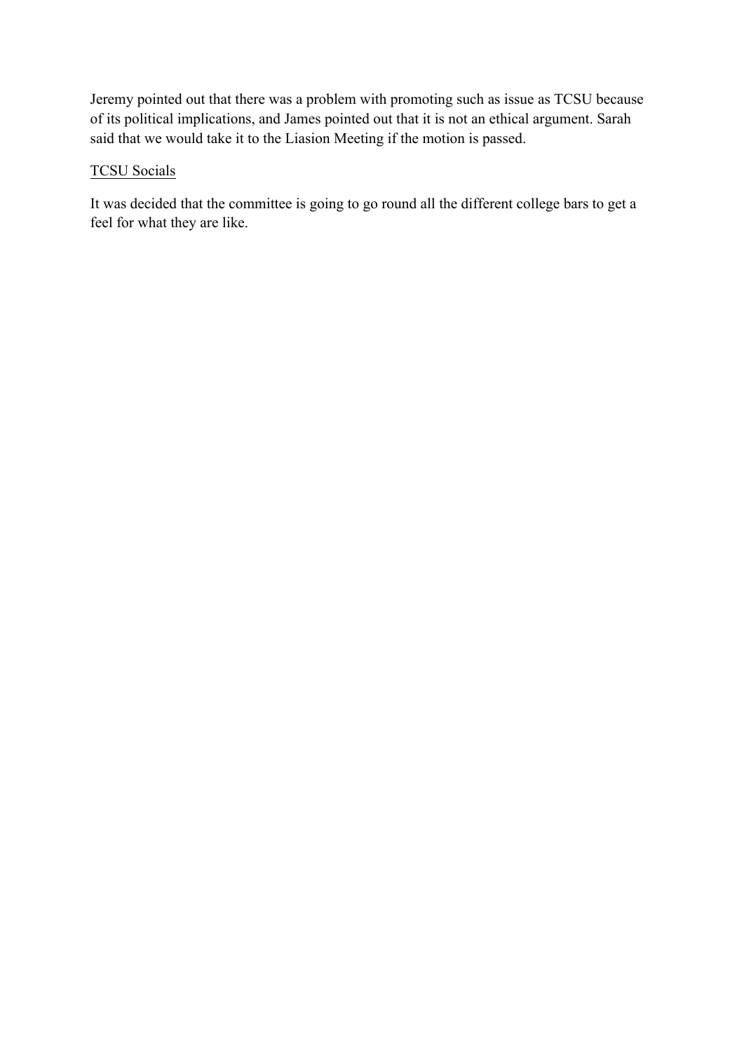Jeremy pointed out that there was a problem with promoting such as issue as TCSU because of its political implications, and James pointed out that it is not an ethical argument. Sarah said that we would take it to the Liasion Meeting if the motion is passed.

TCSU Socials

It was decided that the committee is going to go round all the different college bars to get a feel for what they are like.